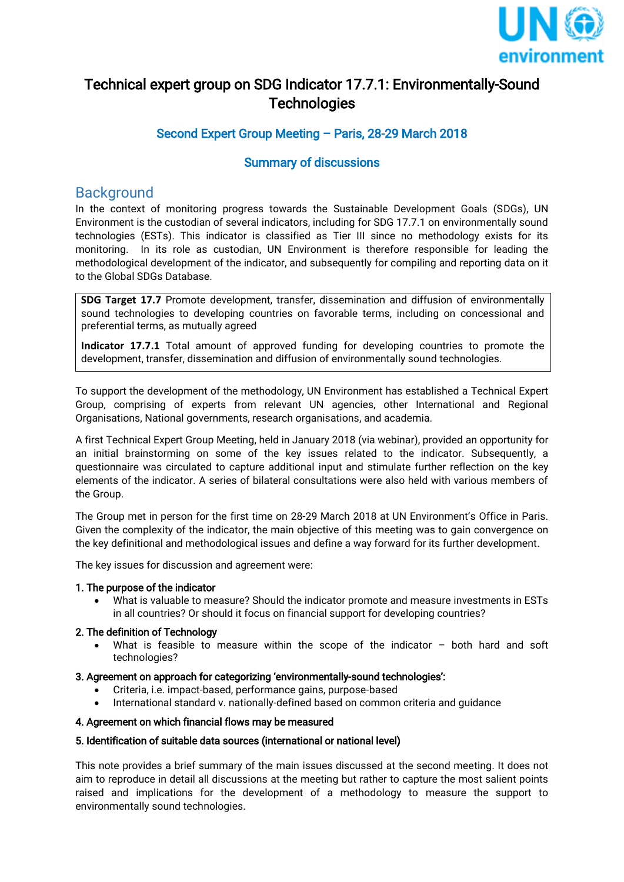# Technical expert group on SDG Indicator 17.7.1: Environmentally-Sound Technologies

### Second Expert Group Meeting – Paris, 28-29 March 2018

### Summary of discussions

## Background

In the context of monitoring progress towards the Sustainable Development Goals (SDGs), UN Environment is the custodian of several indicators, including for SDG 17.7.1 on environmentally sound technologies (ESTs). This indicator is classified as Tier III since no methodology exists for its monitoring. In its role as custodian, UN Environment is therefore responsible for leading the methodological development of the indicator, and subsequently for compiling and reporting data on it to the Global SDGs Database.

> **SDG Target 17.7** Promote development, transfer, dissemination and diffusion of environmentally sound technologies to developing countries on favorable terms, including on concessional and preferential terms, as mutually agreed
>
> **Indicator 17.7.1** Total amount of approved funding for developing countries to promote the development, transfer, dissemination and diffusion of environmentally sound technologies.

To support the development of the methodology, UN Environment has established a Technical Expert Group, comprising of experts from relevant UN agencies, other International and Regional Organisations, National governments, research organisations, and academia.

A first Technical Expert Group Meeting, held in January 2018 (via webinar), provided an opportunity for an initial brainstorming on some of the key issues related to the indicator. Subsequently, a questionnaire was circulated to capture additional input and stimulate further reflection on the key elements of the indicator. A series of bilateral consultations were also held with various members of the Group.

The Group met in person for the first time on 28-29 March 2018 at UN Environment's Office in Paris. Given the complexity of the indicator, the main objective of this meeting was to gain convergence on the key definitional and methodological issues and define a way forward for its further development.

The key issues for discussion and agreement were:

1. **The purpose of the indicator**
   - What is valuable to measure? Should the indicator promote and measure investments in ESTs in all countries? Or should it focus on financial support for developing countries?
2. **The definition of Technology**
   - What is feasible to measure within the scope of the indicator – both hard and soft technologies?
3. **Agreement on approach for categorizing 'environmentally-sound technologies':**
   - Criteria, i.e. impact-based, performance gains, purpose-based
   - International standard v. nationally-defined based on common criteria and guidance
4. **Agreement on which financial flows may be measured**
5. **Identification of suitable data sources (international or national level)**

This note provides a brief summary of the main issues discussed at the second meeting. It does not aim to reproduce in detail all discussions at the meeting but rather to capture the most salient points raised and implications for the development of a methodology to measure the support to environmentally sound technologies.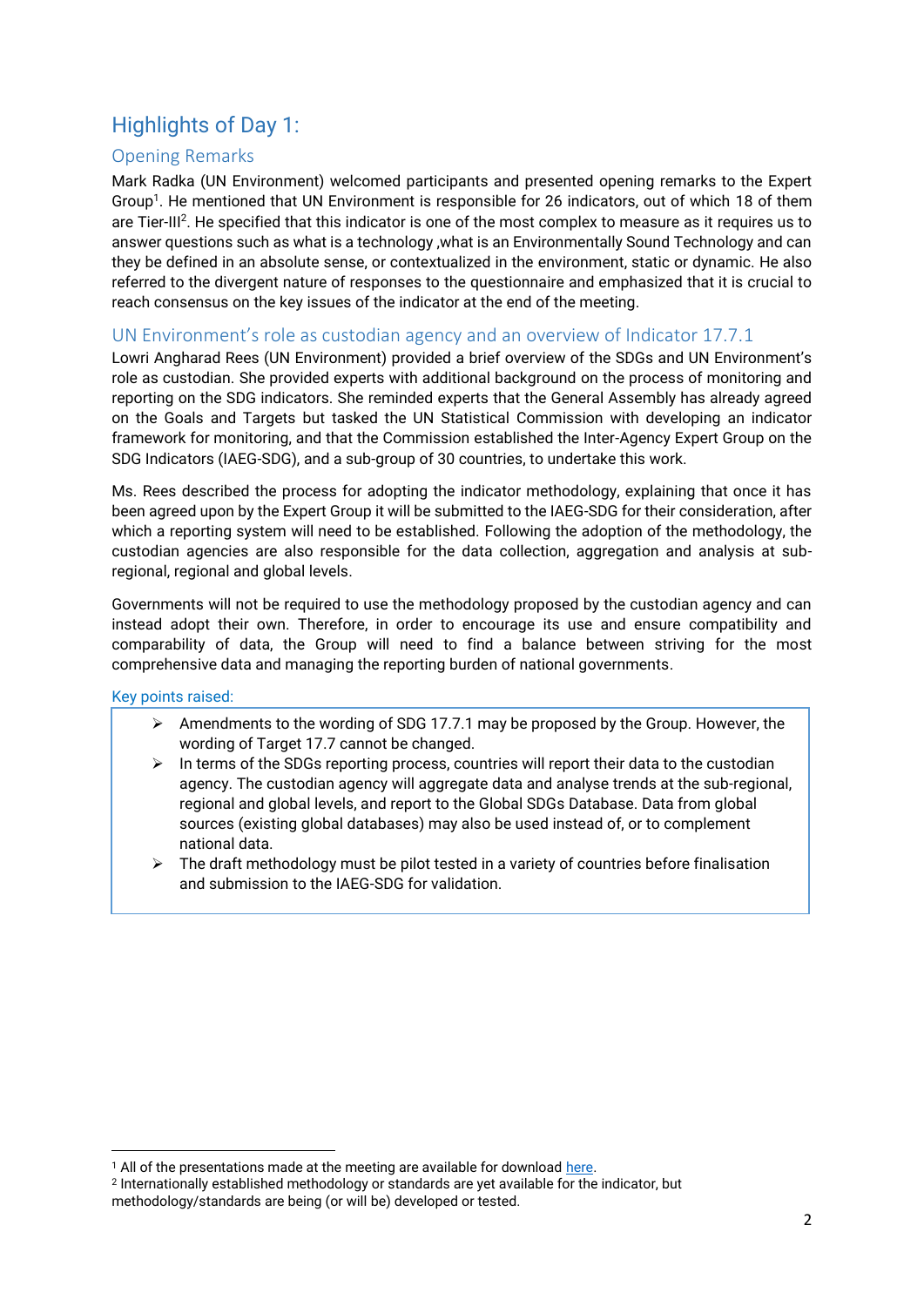# Highlights of Day 1:

## Opening Remarks

Mark Radka (UN Environment) welcomed participants and presented opening remarks to the Expert Group[1]. He mentioned that UN Environment is responsible for 26 indicators, out of which 18 of them are Tier-III[2]. He specified that this indicator is one of the most complex to measure as it requires us to answer questions such as what is a technology ,what is an Environmentally Sound Technology and can they be defined in an absolute sense, or contextualized in the environment, static or dynamic. He also referred to the divergent nature of responses to the questionnaire and emphasized that it is crucial to reach consensus on the key issues of the indicator at the end of the meeting.

## UN Environment's role as custodian agency and an overview of Indicator 17.7.1

Lowri Angharad Rees (UN Environment) provided a brief overview of the SDGs and UN Environment's role as custodian. She provided experts with additional background on the process of monitoring and reporting on the SDG indicators. She reminded experts that the General Assembly has already agreed on the Goals and Targets but tasked the UN Statistical Commission with developing an indicator framework for monitoring, and that the Commission established the Inter-Agency Expert Group on the SDG Indicators (IAEG-SDG), and a sub-group of 30 countries, to undertake this work.

Ms. Rees described the process for adopting the indicator methodology, explaining that once it has been agreed upon by the Expert Group it will be submitted to the IAEG-SDG for their consideration, after which a reporting system will need to be established. Following the adoption of the methodology, the custodian agencies are also responsible for the data collection, aggregation and analysis at sub-regional, regional and global levels.

Governments will not be required to use the methodology proposed by the custodian agency and can instead adopt their own. Therefore, in order to encourage its use and ensure compatibility and comparability of data, the Group will need to find a balance between striving for the most comprehensive data and managing the reporting burden of national governments.

### Key points raised:

- Amendments to the wording of SDG 17.7.1 may be proposed by the Group. However, the wording of Target 17.7 cannot be changed.
- In terms of the SDGs reporting process, countries will report their data to the custodian agency. The custodian agency will aggregate data and analyse trends at the sub-regional, regional and global levels, and report to the Global SDGs Database. Data from global sources (existing global databases) may also be used instead of, or to complement national data.
- The draft methodology must be pilot tested in a variety of countries before finalisation and submission to the IAEG-SDG for validation.

---

[1] All of the presentations made at the meeting are available for download here.

[2] Internationally established methodology or standards are yet available for the indicator, but methodology/standards are being (or will be) developed or tested.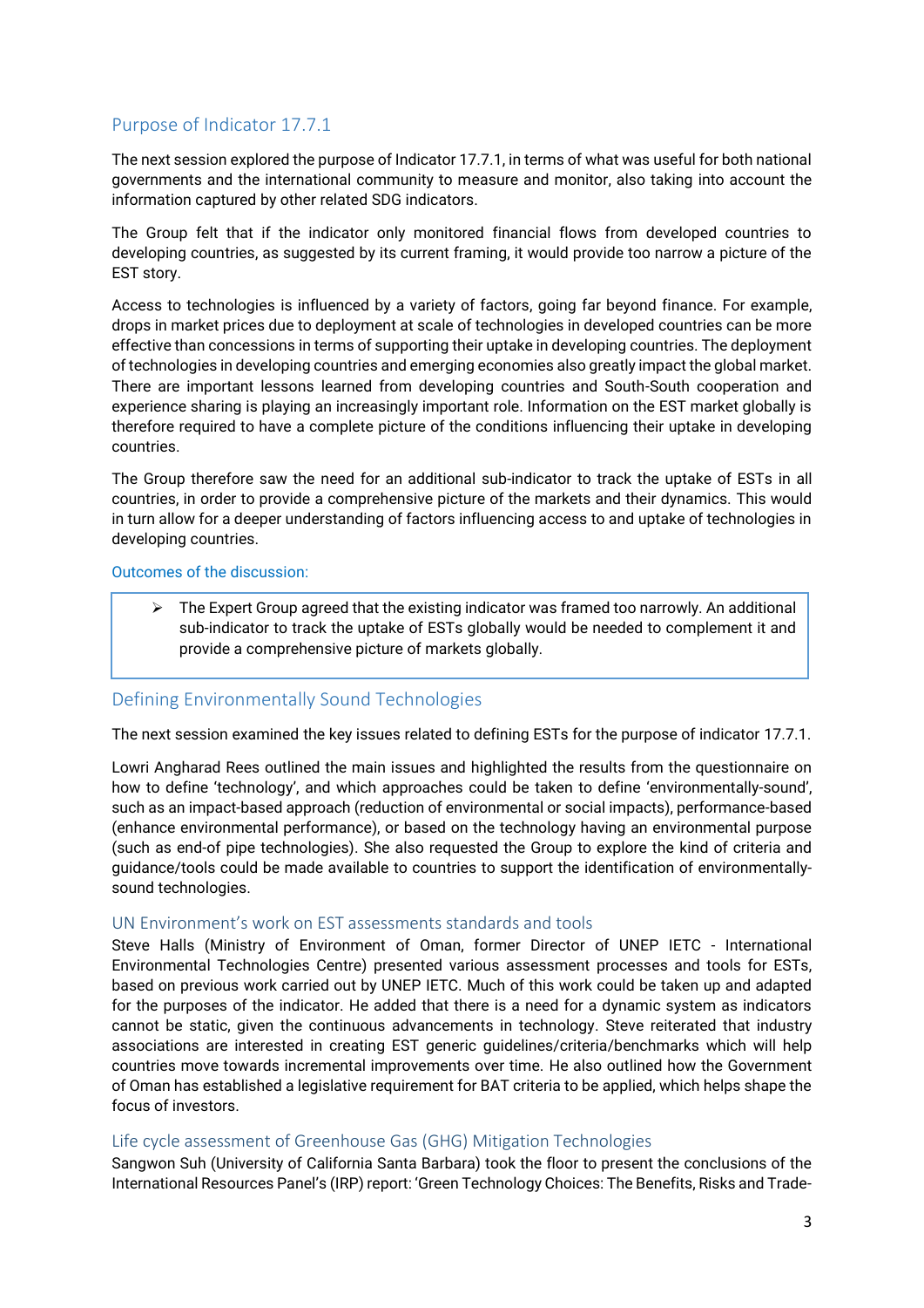## Purpose of Indicator 17.7.1

The next session explored the purpose of Indicator 17.7.1, in terms of what was useful for both national governments and the international community to measure and monitor, also taking into account the information captured by other related SDG indicators.

The Group felt that if the indicator only monitored financial flows from developed countries to developing countries, as suggested by its current framing, it would provide too narrow a picture of the EST story.

Access to technologies is influenced by a variety of factors, going far beyond finance. For example, drops in market prices due to deployment at scale of technologies in developed countries can be more effective than concessions in terms of supporting their uptake in developing countries. The deployment of technologies in developing countries and emerging economies also greatly impact the global market. There are important lessons learned from developing countries and South-South cooperation and experience sharing is playing an increasingly important role. Information on the EST market globally is therefore required to have a complete picture of the conditions influencing their uptake in developing countries.

The Group therefore saw the need for an additional sub-indicator to track the uptake of ESTs in all countries, in order to provide a comprehensive picture of the markets and their dynamics. This would in turn allow for a deeper understanding of factors influencing access to and uptake of technologies in developing countries.

#### Outcomes of the discussion:

- The Expert Group agreed that the existing indicator was framed too narrowly. An additional sub-indicator to track the uptake of ESTs globally would be needed to complement it and provide a comprehensive picture of markets globally.

## Defining Environmentally Sound Technologies

The next session examined the key issues related to defining ESTs for the purpose of indicator 17.7.1.

Lowri Angharad Rees outlined the main issues and highlighted the results from the questionnaire on how to define 'technology', and which approaches could be taken to define 'environmentally-sound', such as an impact-based approach (reduction of environmental or social impacts), performance-based (enhance environmental performance), or based on the technology having an environmental purpose (such as end-of pipe technologies). She also requested the Group to explore the kind of criteria and guidance/tools could be made available to countries to support the identification of environmentally-sound technologies.

### UN Environment's work on EST assessments standards and tools

Steve Halls (Ministry of Environment of Oman, former Director of UNEP IETC - International Environmental Technologies Centre) presented various assessment processes and tools for ESTs, based on previous work carried out by UNEP IETC. Much of this work could be taken up and adapted for the purposes of the indicator. He added that there is a need for a dynamic system as indicators cannot be static, given the continuous advancements in technology. Steve reiterated that industry associations are interested in creating EST generic guidelines/criteria/benchmarks which will help countries move towards incremental improvements over time. He also outlined how the Government of Oman has established a legislative requirement for BAT criteria to be applied, which helps shape the focus of investors.

### Life cycle assessment of Greenhouse Gas (GHG) Mitigation Technologies

Sangwon Suh (University of California Santa Barbara) took the floor to present the conclusions of the International Resources Panel's (IRP) report: 'Green Technology Choices: The Benefits, Risks and Trade-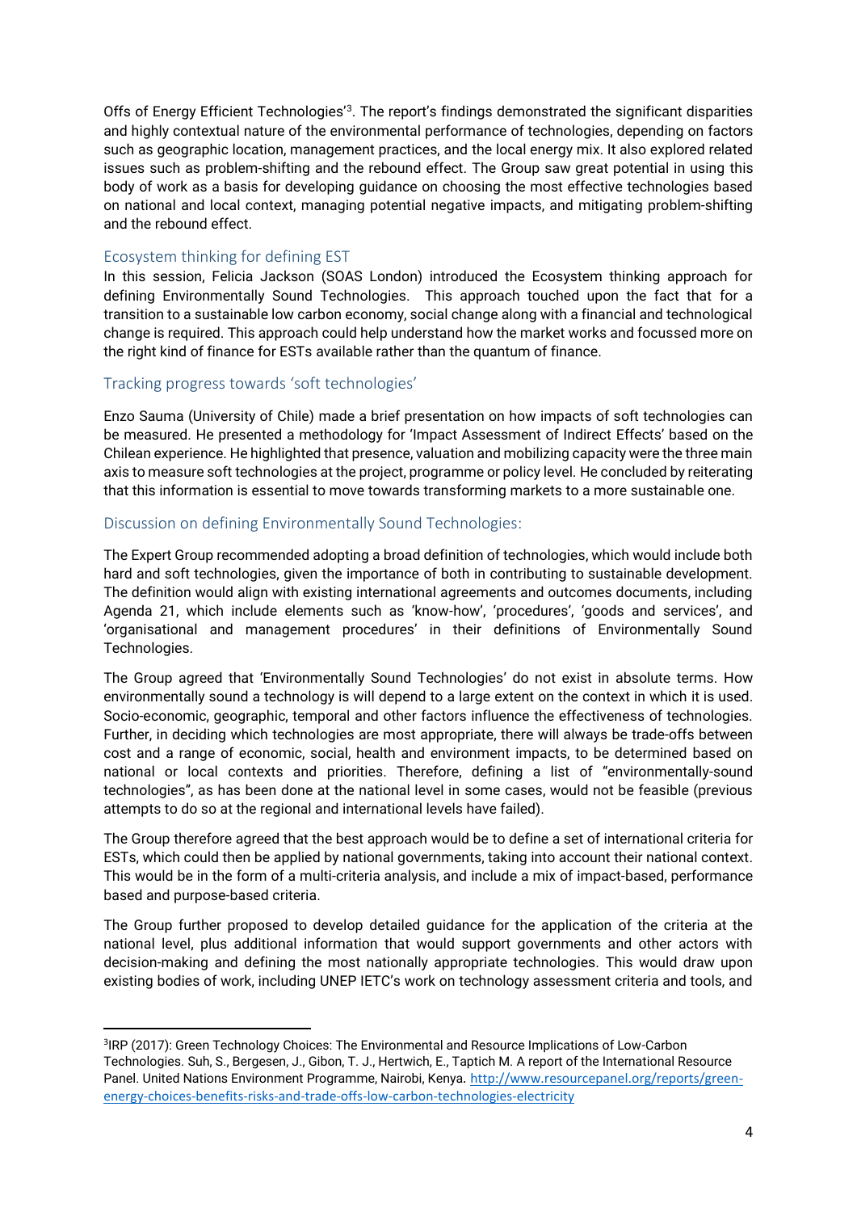Offs of Energy Efficient Technologies'[3]. The report's findings demonstrated the significant disparities and highly contextual nature of the environmental performance of technologies, depending on factors such as geographic location, management practices, and the local energy mix. It also explored related issues such as problem-shifting and the rebound effect. The Group saw great potential in using this body of work as a basis for developing guidance on choosing the most effective technologies based on national and local context, managing potential negative impacts, and mitigating problem-shifting and the rebound effect.

### Ecosystem thinking for defining EST

In this session, Felicia Jackson (SOAS London) introduced the Ecosystem thinking approach for defining Environmentally Sound Technologies. This approach touched upon the fact that for a transition to a sustainable low carbon economy, social change along with a financial and technological change is required. This approach could help understand how the market works and focussed more on the right kind of finance for ESTs available rather than the quantum of finance.

### Tracking progress towards 'soft technologies'

Enzo Sauma (University of Chile) made a brief presentation on how impacts of soft technologies can be measured. He presented a methodology for 'Impact Assessment of Indirect Effects' based on the Chilean experience. He highlighted that presence, valuation and mobilizing capacity were the three main axis to measure soft technologies at the project, programme or policy level. He concluded by reiterating that this information is essential to move towards transforming markets to a more sustainable one.

### Discussion on defining Environmentally Sound Technologies:

The Expert Group recommended adopting a broad definition of technologies, which would include both hard and soft technologies, given the importance of both in contributing to sustainable development. The definition would align with existing international agreements and outcomes documents, including Agenda 21, which include elements such as 'know-how', 'procedures', 'goods and services', and 'organisational and management procedures' in their definitions of Environmentally Sound Technologies.

The Group agreed that 'Environmentally Sound Technologies' do not exist in absolute terms. How environmentally sound a technology is will depend to a large extent on the context in which it is used. Socio-economic, geographic, temporal and other factors influence the effectiveness of technologies. Further, in deciding which technologies are most appropriate, there will always be trade-offs between cost and a range of economic, social, health and environment impacts, to be determined based on national or local contexts and priorities. Therefore, defining a list of "environmentally-sound technologies", as has been done at the national level in some cases, would not be feasible (previous attempts to do so at the regional and international levels have failed).

The Group therefore agreed that the best approach would be to define a set of international criteria for ESTs, which could then be applied by national governments, taking into account their national context. This would be in the form of a multi-criteria analysis, and include a mix of impact-based, performance based and purpose-based criteria.

The Group further proposed to develop detailed guidance for the application of the criteria at the national level, plus additional information that would support governments and other actors with decision-making and defining the most nationally appropriate technologies. This would draw upon existing bodies of work, including UNEP IETC's work on technology assessment criteria and tools, and

---

[3] IRP (2017): Green Technology Choices: The Environmental and Resource Implications of Low-Carbon Technologies. Suh, S., Bergesen, J., Gibon, T. J., Hertwich, E., Taptich M. A report of the International Resource Panel. United Nations Environment Programme, Nairobi, Kenya. http://www.resourcepanel.org/reports/green-energy-choices-benefits-risks-and-trade-offs-low-carbon-technologies-electricity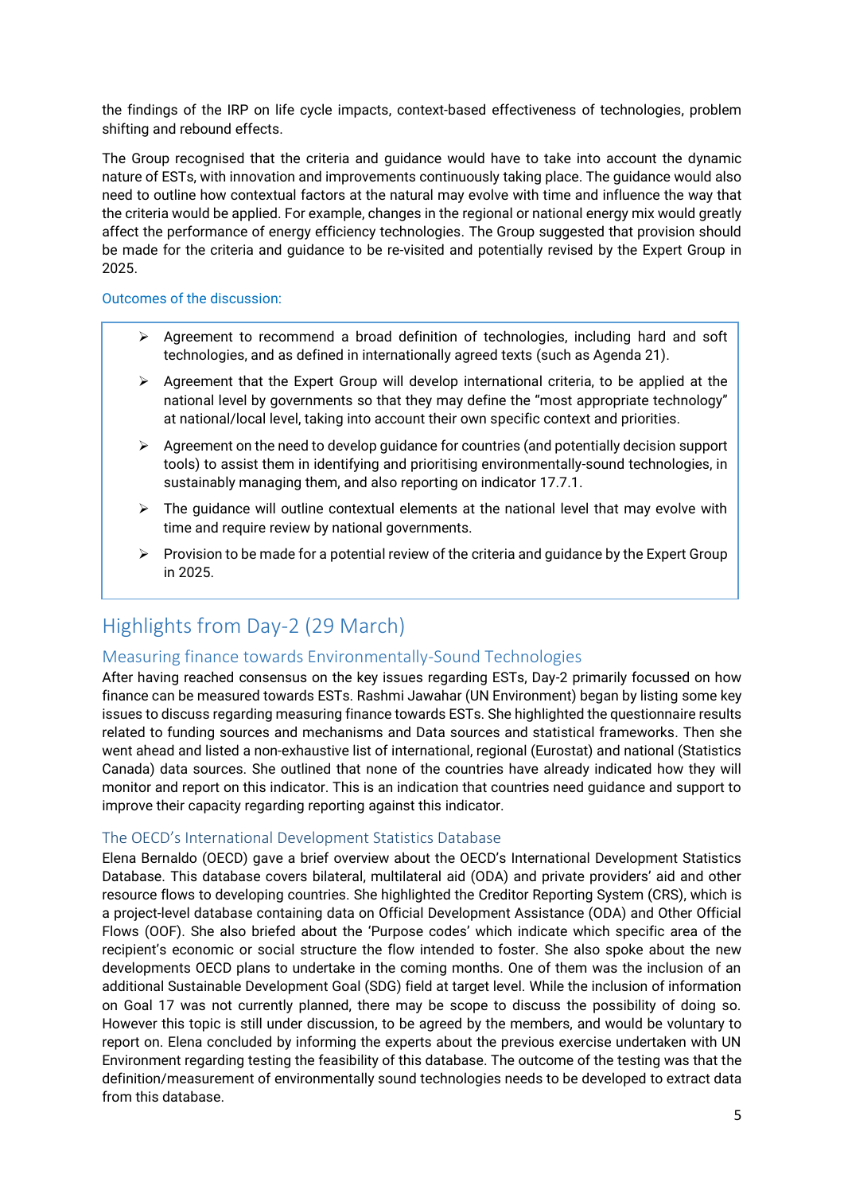the findings of the IRP on life cycle impacts, context-based effectiveness of technologies, problem shifting and rebound effects.

The Group recognised that the criteria and guidance would have to take into account the dynamic nature of ESTs, with innovation and improvements continuously taking place. The guidance would also need to outline how contextual factors at the natural may evolve with time and influence the way that the criteria would be applied. For example, changes in the regional or national energy mix would greatly affect the performance of energy efficiency technologies. The Group suggested that provision should be made for the criteria and guidance to be re-visited and potentially revised by the Expert Group in 2025.

Outcomes of the discussion:

- Agreement to recommend a broad definition of technologies, including hard and soft technologies, and as defined in internationally agreed texts (such as Agenda 21).
- Agreement that the Expert Group will develop international criteria, to be applied at the national level by governments so that they may define the "most appropriate technology" at national/local level, taking into account their own specific context and priorities.
- Agreement on the need to develop guidance for countries (and potentially decision support tools) to assist them in identifying and prioritising environmentally-sound technologies, in sustainably managing them, and also reporting on indicator 17.7.1.
- The guidance will outline contextual elements at the national level that may evolve with time and require review by national governments.
- Provision to be made for a potential review of the criteria and guidance by the Expert Group in 2025.

## Highlights from Day-2 (29 March)

### Measuring finance towards Environmentally-Sound Technologies

After having reached consensus on the key issues regarding ESTs, Day-2 primarily focussed on how finance can be measured towards ESTs. Rashmi Jawahar (UN Environment) began by listing some key issues to discuss regarding measuring finance towards ESTs. She highlighted the questionnaire results related to funding sources and mechanisms and Data sources and statistical frameworks. Then she went ahead and listed a non-exhaustive list of international, regional (Eurostat) and national (Statistics Canada) data sources. She outlined that none of the countries have already indicated how they will monitor and report on this indicator. This is an indication that countries need guidance and support to improve their capacity regarding reporting against this indicator.

#### The OECD's International Development Statistics Database

Elena Bernaldo (OECD) gave a brief overview about the OECD's International Development Statistics Database. This database covers bilateral, multilateral aid (ODA) and private providers' aid and other resource flows to developing countries. She highlighted the Creditor Reporting System (CRS), which is a project-level database containing data on Official Development Assistance (ODA) and Other Official Flows (OOF). She also briefed about the 'Purpose codes' which indicate which specific area of the recipient's economic or social structure the flow intended to foster. She also spoke about the new developments OECD plans to undertake in the coming months. One of them was the inclusion of an additional Sustainable Development Goal (SDG) field at target level. While the inclusion of information on Goal 17 was not currently planned, there may be scope to discuss the possibility of doing so. However this topic is still under discussion, to be agreed by the members, and would be voluntary to report on. Elena concluded by informing the experts about the previous exercise undertaken with UN Environment regarding testing the feasibility of this database. The outcome of the testing was that the definition/measurement of environmentally sound technologies needs to be developed to extract data from this database.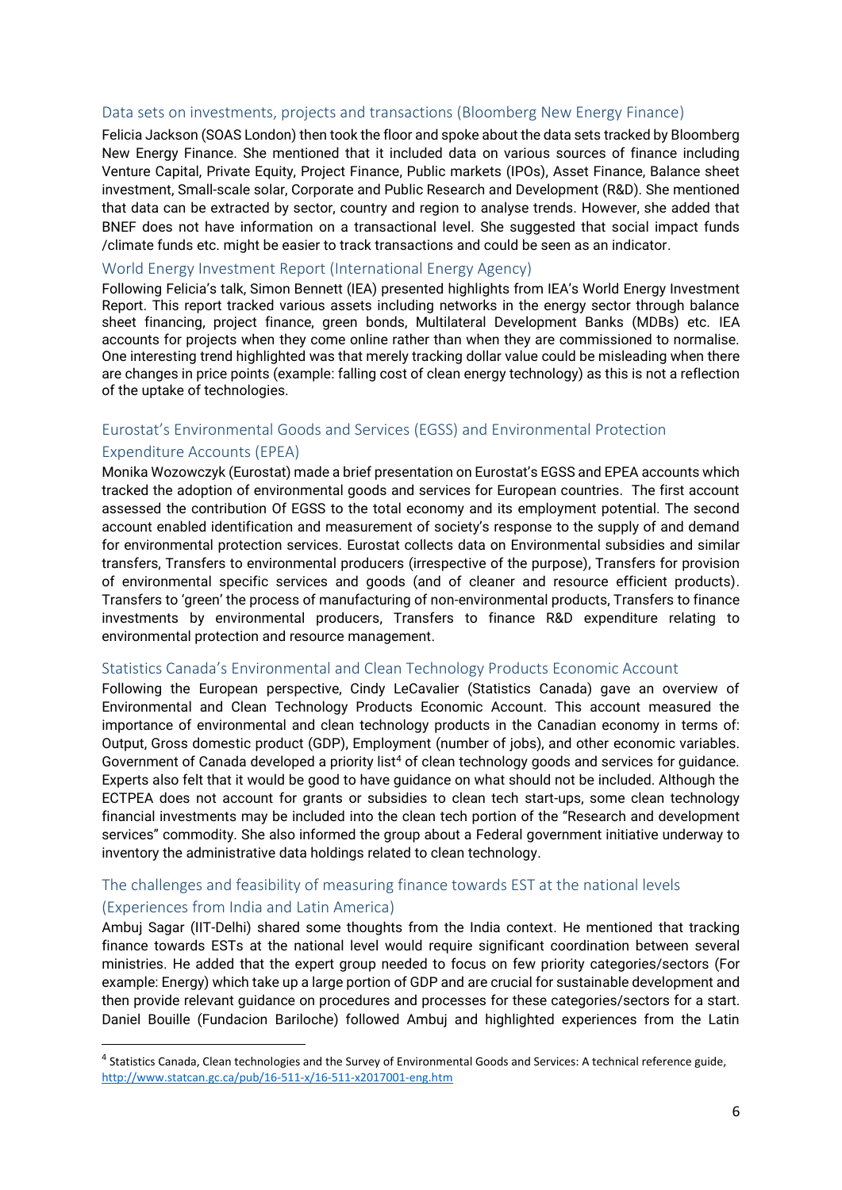### Data sets on investments, projects and transactions (Bloomberg New Energy Finance)

Felicia Jackson (SOAS London) then took the floor and spoke about the data sets tracked by Bloomberg New Energy Finance. She mentioned that it included data on various sources of finance including Venture Capital, Private Equity, Project Finance, Public markets (IPOs), Asset Finance, Balance sheet investment, Small-scale solar, Corporate and Public Research and Development (R&D). She mentioned that data can be extracted by sector, country and region to analyse trends. However, she added that BNEF does not have information on a transactional level. She suggested that social impact funds /climate funds etc. might be easier to track transactions and could be seen as an indicator.

### World Energy Investment Report (International Energy Agency)

Following Felicia's talk, Simon Bennett (IEA) presented highlights from IEA's World Energy Investment Report. This report tracked various assets including networks in the energy sector through balance sheet financing, project finance, green bonds, Multilateral Development Banks (MDBs) etc. IEA accounts for projects when they come online rather than when they are commissioned to normalise. One interesting trend highlighted was that merely tracking dollar value could be misleading when there are changes in price points (example: falling cost of clean energy technology) as this is not a reflection of the uptake of technologies.

### Eurostat's Environmental Goods and Services (EGSS) and Environmental Protection Expenditure Accounts (EPEA)

Monika Wozowczyk (Eurostat) made a brief presentation on Eurostat's EGSS and EPEA accounts which tracked the adoption of environmental goods and services for European countries. The first account assessed the contribution Of EGSS to the total economy and its employment potential. The second account enabled identification and measurement of society's response to the supply of and demand for environmental protection services. Eurostat collects data on Environmental subsidies and similar transfers, Transfers to environmental producers (irrespective of the purpose), Transfers for provision of environmental specific services and goods (and of cleaner and resource efficient products). Transfers to 'green' the process of manufacturing of non-environmental products, Transfers to finance investments by environmental producers, Transfers to finance R&D expenditure relating to environmental protection and resource management.

### Statistics Canada's Environmental and Clean Technology Products Economic Account

Following the European perspective, Cindy LeCavalier (Statistics Canada) gave an overview of Environmental and Clean Technology Products Economic Account. This account measured the importance of environmental and clean technology products in the Canadian economy in terms of: Output, Gross domestic product (GDP), Employment (number of jobs), and other economic variables. Government of Canada developed a priority list[4] of clean technology goods and services for guidance. Experts also felt that it would be good to have guidance on what should not be included. Although the ECTPEA does not account for grants or subsidies to clean tech start-ups, some clean technology financial investments may be included into the clean tech portion of the "Research and development services" commodity. She also informed the group about a Federal government initiative underway to inventory the administrative data holdings related to clean technology.

### The challenges and feasibility of measuring finance towards EST at the national levels (Experiences from India and Latin America)

Ambuj Sagar (IIT-Delhi) shared some thoughts from the India context. He mentioned that tracking finance towards ESTs at the national level would require significant coordination between several ministries. He added that the expert group needed to focus on few priority categories/sectors (For example: Energy) which take up a large portion of GDP and are crucial for sustainable development and then provide relevant guidance on procedures and processes for these categories/sectors for a start. Daniel Bouille (Fundacion Bariloche) followed Ambuj and highlighted experiences from the Latin

---

[4] Statistics Canada, Clean technologies and the Survey of Environmental Goods and Services: A technical reference guide, http://www.statcan.gc.ca/pub/16-511-x/16-511-x2017001-eng.htm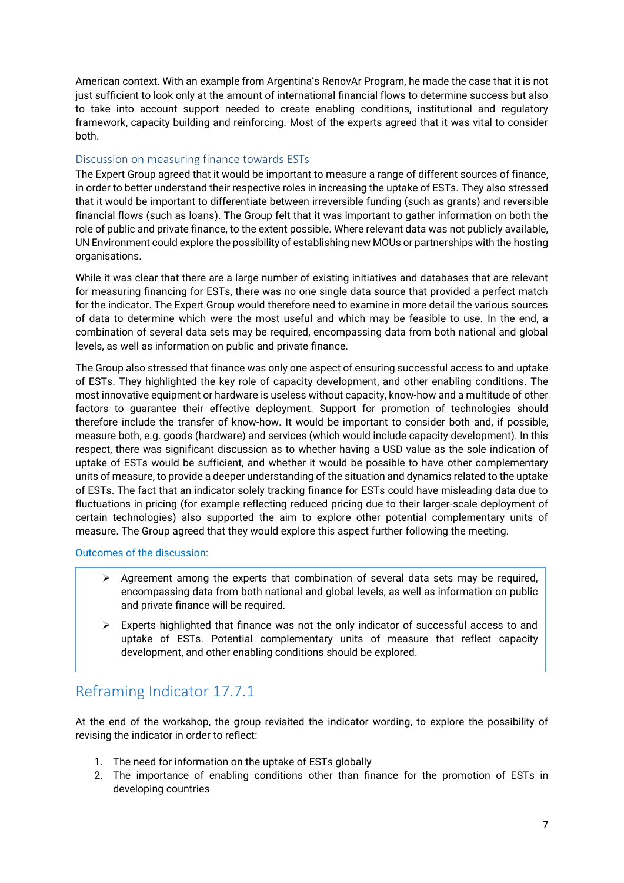American context. With an example from Argentina's RenovAr Program, he made the case that it is not just sufficient to look only at the amount of international financial flows to determine success but also to take into account support needed to create enabling conditions, institutional and regulatory framework, capacity building and reinforcing. Most of the experts agreed that it was vital to consider both.

### Discussion on measuring finance towards ESTs

The Expert Group agreed that it would be important to measure a range of different sources of finance, in order to better understand their respective roles in increasing the uptake of ESTs. They also stressed that it would be important to differentiate between irreversible funding (such as grants) and reversible financial flows (such as loans). The Group felt that it was important to gather information on both the role of public and private finance, to the extent possible. Where relevant data was not publicly available, UN Environment could explore the possibility of establishing new MOUs or partnerships with the hosting organisations.

While it was clear that there are a large number of existing initiatives and databases that are relevant for measuring financing for ESTs, there was no one single data source that provided a perfect match for the indicator. The Expert Group would therefore need to examine in more detail the various sources of data to determine which were the most useful and which may be feasible to use. In the end, a combination of several data sets may be required, encompassing data from both national and global levels, as well as information on public and private finance.

The Group also stressed that finance was only one aspect of ensuring successful access to and uptake of ESTs. They highlighted the key role of capacity development, and other enabling conditions. The most innovative equipment or hardware is useless without capacity, know-how and a multitude of other factors to guarantee their effective deployment. Support for promotion of technologies should therefore include the transfer of know-how. It would be important to consider both and, if possible, measure both, e.g. goods (hardware) and services (which would include capacity development). In this respect, there was significant discussion as to whether having a USD value as the sole indication of uptake of ESTs would be sufficient, and whether it would be possible to have other complementary units of measure, to provide a deeper understanding of the situation and dynamics related to the uptake of ESTs. The fact that an indicator solely tracking finance for ESTs could have misleading data due to fluctuations in pricing (for example reflecting reduced pricing due to their larger-scale deployment of certain technologies) also supported the aim to explore other potential complementary units of measure. The Group agreed that they would explore this aspect further following the meeting.

Outcomes of the discussion:

- Agreement among the experts that combination of several data sets may be required, encompassing data from both national and global levels, as well as information on public and private finance will be required.
- Experts highlighted that finance was not the only indicator of successful access to and uptake of ESTs. Potential complementary units of measure that reflect capacity development, and other enabling conditions should be explored.

## Reframing Indicator 17.7.1

At the end of the workshop, the group revisited the indicator wording, to explore the possibility of revising the indicator in order to reflect:

1. The need for information on the uptake of ESTs globally
2. The importance of enabling conditions other than finance for the promotion of ESTs in developing countries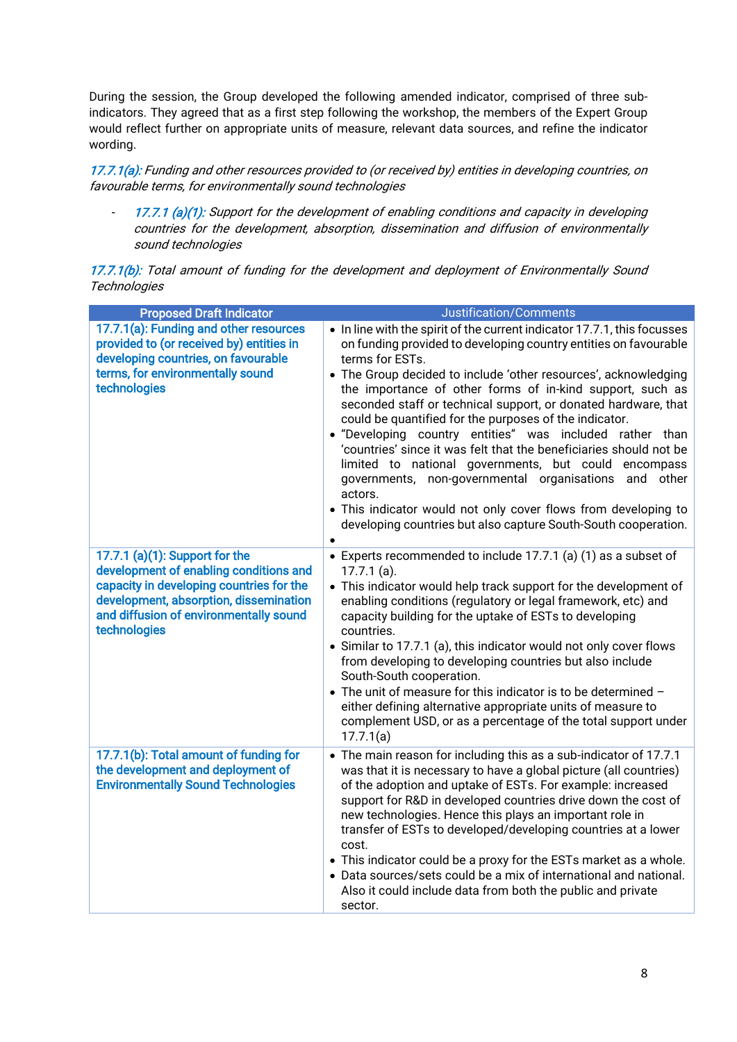During the session, the Group developed the following amended indicator, comprised of three sub-indicators. They agreed that as a first step following the workshop, the members of the Expert Group would reflect further on appropriate units of measure, relevant data sources, and refine the indicator wording.

*17.7.1(a): Funding and other resources provided to (or received by) entities in developing countries, on favourable terms, for environmentally sound technologies*

- *17.7.1 (a)(1): Support for the development of enabling conditions and capacity in developing countries for the development, absorption, dissemination and diffusion of environmentally sound technologies*

*17.7.1(b): Total amount of funding for the development and deployment of Environmentally Sound Technologies*

| Proposed Draft Indicator | Justification/Comments |
|---|---|
| **17.7.1(a): Funding and other resources provided to (or received by) entities in developing countries, on favourable terms, for environmentally sound technologies** | • In line with the spirit of the current indicator 17.7.1, this focusses on funding provided to developing country entities on favourable terms for ESTs.<br>• The Group decided to include 'other resources', acknowledging the importance of other forms of in-kind support, such as seconded staff or technical support, or donated hardware, that could be quantified for the purposes of the indicator.<br>• "Developing country entities" was included rather than 'countries' since it was felt that the beneficiaries should not be limited to national governments, but could encompass governments, non-governmental organisations and other actors.<br>• This indicator would not only cover flows from developing to developing countries but also capture South-South cooperation.<br>• |
| **17.7.1 (a)(1): Support for the development of enabling conditions and capacity in developing countries for the development, absorption, dissemination and diffusion of environmentally sound technologies** | • Experts recommended to include 17.7.1 (a) (1) as a subset of 17.7.1 (a).<br>• This indicator would help track support for the development of enabling conditions (regulatory or legal framework, etc) and capacity building for the uptake of ESTs to developing countries.<br>• Similar to 17.7.1 (a), this indicator would not only cover flows from developing to developing countries but also include South-South cooperation.<br>• The unit of measure for this indicator is to be determined – either defining alternative appropriate units of measure to complement USD, or as a percentage of the total support under 17.7.1(a) |
| **17.7.1(b): Total amount of funding for the development and deployment of Environmentally Sound Technologies** | • The main reason for including this as a sub-indicator of 17.7.1 was that it is necessary to have a global picture (all countries) of the adoption and uptake of ESTs. For example: increased support for R&D in developed countries drive down the cost of new technologies. Hence this plays an important role in transfer of ESTs to developed/developing countries at a lower cost.<br>• This indicator could be a proxy for the ESTs market as a whole.<br>• Data sources/sets could be a mix of international and national. Also it could include data from both the public and private sector. |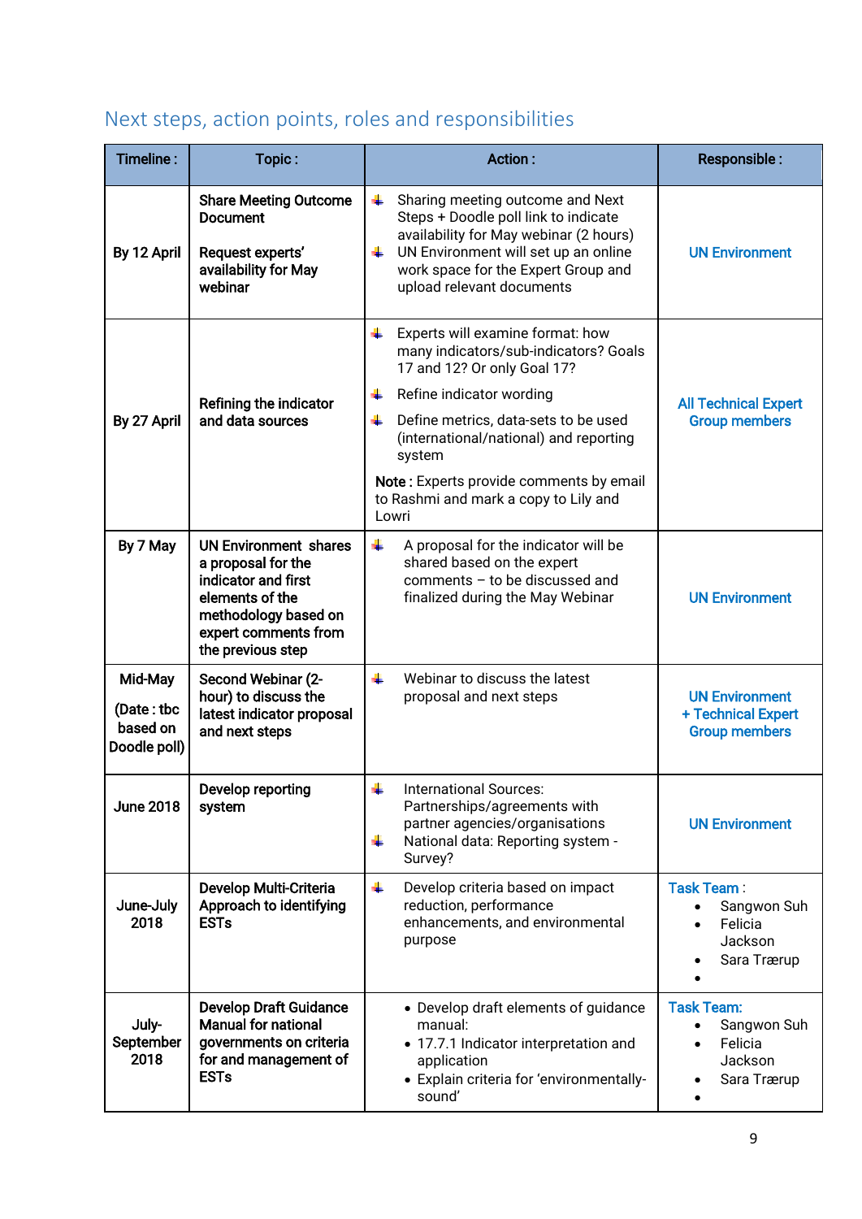## Next steps, action points, roles and responsibilities

| Timeline : | Topic : | Action : | Responsible : |
|---|---|---|---|
| By 12 April | **Share Meeting Outcome Document**<br><br>**Request experts' availability for May webinar** | - Sharing meeting outcome and Next Steps + Doodle poll link to indicate availability for May webinar (2 hours)<br>- UN Environment will set up an online work space for the Expert Group and upload relevant documents | UN Environment |
| By 27 April | **Refining the indicator and data sources** | - Experts will examine format: how many indicators/sub-indicators? Goals 17 and 12? Or only Goal 17?<br>- Refine indicator wording<br>- Define metrics, data-sets to be used (international/national) and reporting system<br><br>**Note :** Experts provide comments by email to Rashmi and mark a copy to Lily and Lowri | All Technical Expert Group members |
| By 7 May | **UN Environment shares a proposal for the indicator and first elements of the methodology based on expert comments from the previous step** | - A proposal for the indicator will be shared based on the expert comments – to be discussed and finalized during the May Webinar | UN Environment |
| Mid-May<br><br>(Date : tbc based on Doodle poll) | **Second Webinar (2-hour) to discuss the latest indicator proposal and next steps** | - Webinar to discuss the latest proposal and next steps | UN Environment + Technical Expert Group members |
| June 2018 | **Develop reporting system** | - International Sources: Partnerships/agreements with partner agencies/organisations<br>- National data: Reporting system - Survey? | UN Environment |
| June-July 2018 | **Develop Multi-Criteria Approach to identifying ESTs** | - Develop criteria based on impact reduction, performance enhancements, and environmental purpose | Task Team :<br>- Sangwon Suh<br>- Felicia Jackson<br>- Sara Trærup<br>- |
| July-September 2018 | **Develop Draft Guidance Manual for national governments on criteria for and management of ESTs** | - Develop draft elements of guidance manual:<br>- 17.7.1 Indicator interpretation and application<br>- Explain criteria for 'environmentally-sound' | Task Team:<br>- Sangwon Suh<br>- Felicia Jackson<br>- Sara Trærup<br>- |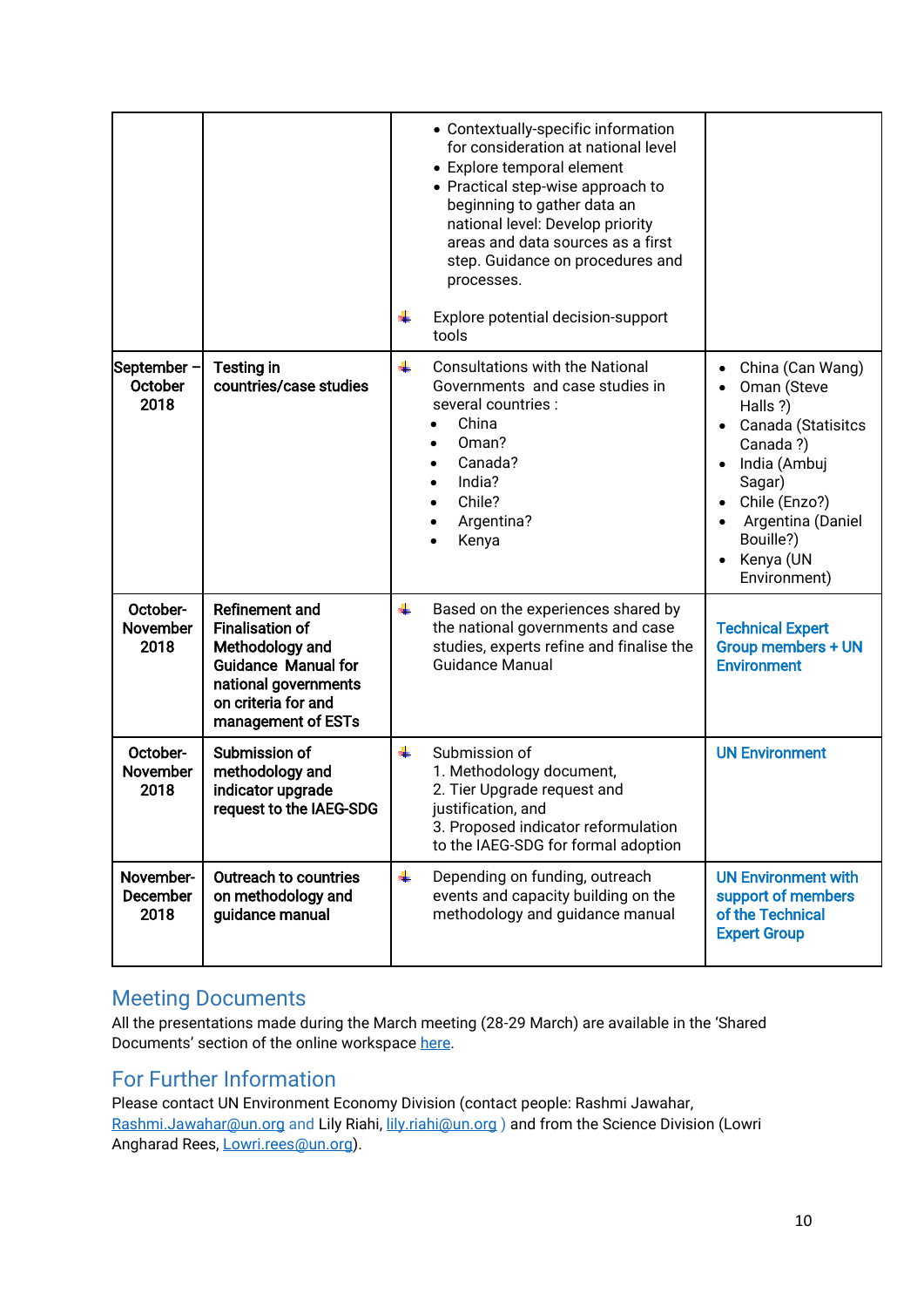| | | | |
|---|---|---|---|
| | | • Contextually-specific information for consideration at national level<br>• Explore temporal element<br>• Practical step-wise approach to beginning to gather data an national level: Develop priority areas and data sources as a first step. Guidance on procedures and processes.<br><br>Explore potential decision-support tools | |
| **September – October 2018** | **Testing in countries/case studies** | Consultations with the National Governments and case studies in several countries :<br>• China<br>• Oman?<br>• Canada?<br>• India?<br>• Chile?<br>• Argentina?<br>• Kenya | • China (Can Wang)<br>• Oman (Steve Halls ?)<br>• Canada (Statisitcs Canada ?)<br>• India (Ambuj Sagar)<br>• Chile (Enzo?)<br>• Argentina (Daniel Bouille?)<br>• Kenya (UN Environment) |
| **October-November 2018** | **Refinement and Finalisation of Methodology and Guidance Manual for national governments on criteria for and management of ESTs** | Based on the experiences shared by the national governments and case studies, experts refine and finalise the Guidance Manual | **Technical Expert Group members + UN Environment** |
| **October-November 2018** | **Submission of methodology and indicator upgrade request to the IAEG-SDG** | Submission of<br>1. Methodology document,<br>2. Tier Upgrade request and justification, and<br>3. Proposed indicator reformulation to the IAEG-SDG for formal adoption | **UN Environment** |
| **November-December 2018** | **Outreach to countries on methodology and guidance manual** | Depending on funding, outreach events and capacity building on the methodology and guidance manual | **UN Environment with support of members of the Technical Expert Group** |

## Meeting Documents

All the presentations made during the March meeting (28-29 March) are available in the 'Shared Documents' section of the online workspace [here](here).

## For Further Information

Please contact UN Environment Economy Division (contact people: Rashmi Jawahar, Rashmi.Jawahar@un.org and Lily Riahi, lily.riahi@un.org ) and from the Science Division (Lowri Angharad Rees, Lowri.rees@un.org).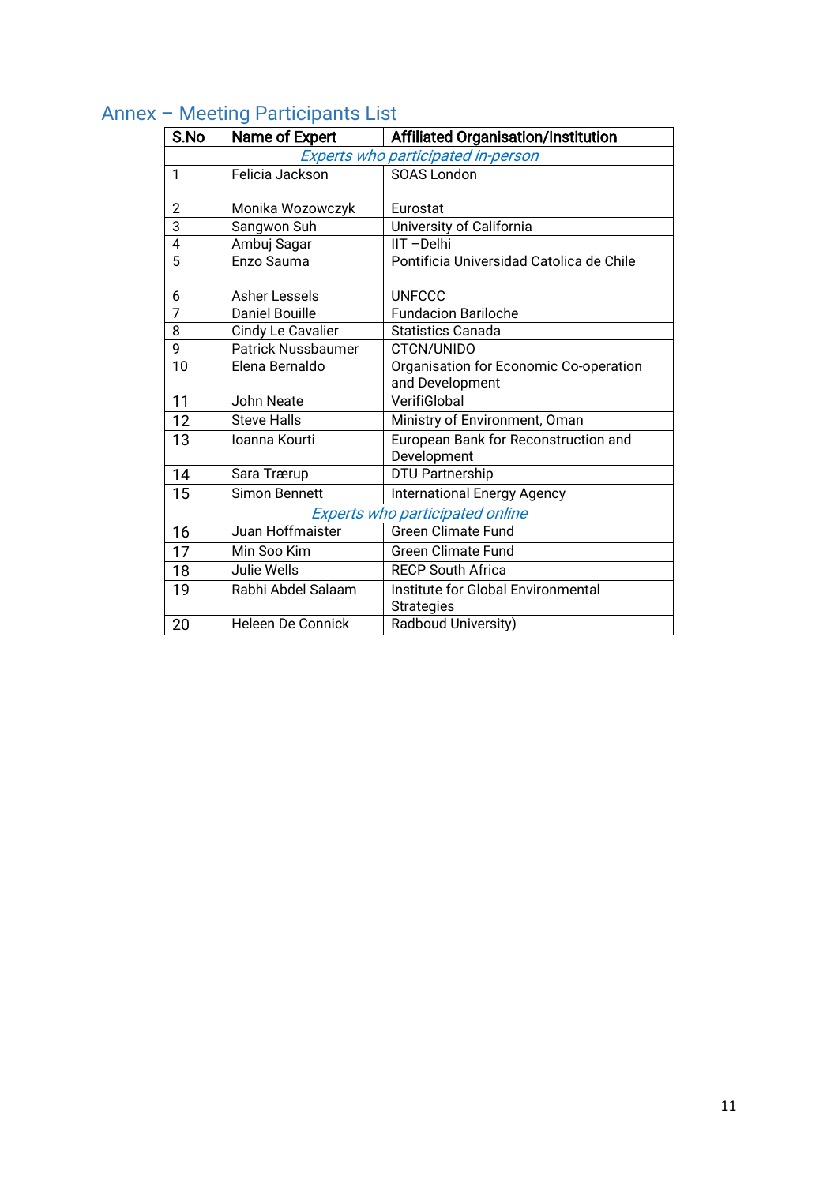## Annex – Meeting Participants List

| S.No | Name of Expert | Affiliated Organisation/Institution |
|---|---|---|
| | *Experts who participated in-person* | |
| 1 | Felicia Jackson | SOAS London |
| 2 | Monika Wozowczyk | Eurostat |
| 3 | Sangwon Suh | University of California |
| 4 | Ambuj Sagar | IIT –Delhi |
| 5 | Enzo Sauma | Pontificia Universidad Catolica de Chile |
| 6 | Asher Lessels | UNFCCC |
| 7 | Daniel Bouille | Fundacion Bariloche |
| 8 | Cindy Le Cavalier | Statistics Canada |
| 9 | Patrick Nussbaumer | CTCN/UNIDO |
| 10 | Elena Bernaldo | Organisation for Economic Co-operation and Development |
| 11 | John Neate | VerifiGlobal |
| 12 | Steve Halls | Ministry of Environment, Oman |
| 13 | Ioanna Kourti | European Bank for Reconstruction and Development |
| 14 | Sara Trærup | DTU Partnership |
| 15 | Simon Bennett | International Energy Agency |
| | *Experts who participated online* | |
| 16 | Juan Hoffmaister | Green Climate Fund |
| 17 | Min Soo Kim | Green Climate Fund |
| 18 | Julie Wells | RECP South Africa |
| 19 | Rabhi Abdel Salaam | Institute for Global Environmental Strategies |
| 20 | Heleen De Connick | Radboud University) |